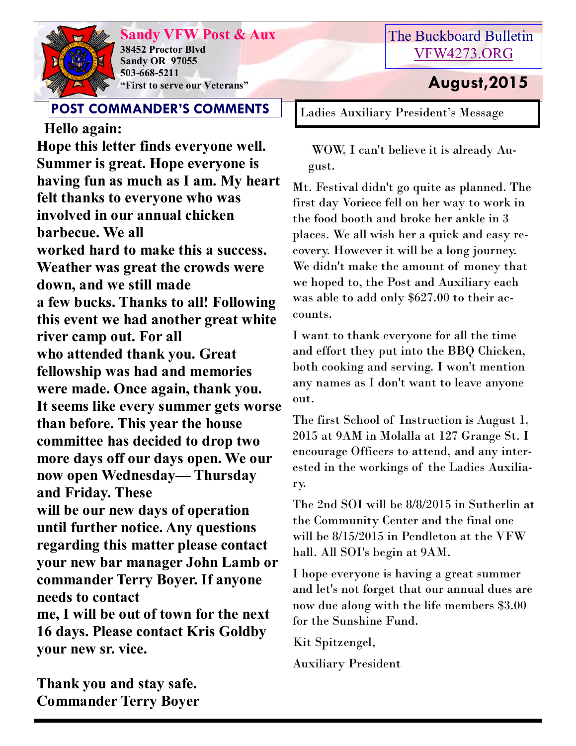# Sandy VFW Post & Aux

**38452 Proctor Blvd**
**Sandy OR 97055**
**503-668-5211**
**"First to serve our Veterans"**

The Buckboard Bulletin
VFW4273.ORG

## August,2015

## POST COMMANDER'S COMMENTS

**Hello again:**

**Hope this letter finds everyone well. Summer is great. Hope everyone is having fun as much as I am. My heart felt thanks to everyone who was involved in our annual chicken barbecue. We all worked hard to make this a success. Weather was great the crowds were down, and we still made a few bucks. Thanks to all! Following this event we had another great white river camp out. For all who attended thank you. Great fellowship was had and memories were made. Once again, thank you. It seems like every summer gets worse than before. This year the house committee has decided to drop two more days off our days open. We our now open Wednesday— Thursday and Friday. These will be our new days of operation until further notice. Any questions regarding this matter please contact your new bar manager John Lamb or commander Terry Boyer. If anyone needs to contact me, I will be out of town for the next 16 days. Please contact Kris Goldby your new sr. vice.**

**Thank you and stay safe.**
**Commander Terry Boyer**

## Ladies Auxiliary President's Message

WOW, I can't believe it is already August.

Mt. Festival didn't go quite as planned. The first day Voriece fell on her way to work in the food booth and broke her ankle in 3 places. We all wish her a quick and easy recovery. However it will be a long journey. We didn't make the amount of money that we hoped to, the Post and Auxiliary each was able to add only $627.00 to their accounts.

I want to thank everyone for all the time and effort they put into the BBQ Chicken, both cooking and serving. I won't mention any names as I don't want to leave anyone out.

The first School of Instruction is August 1, 2015 at 9AM in Molalla at 127 Grange St. I encourage Officers to attend, and any interested in the workings of the Ladies Auxiliary.

The 2nd SOI will be 8/8/2015 in Sutherlin at the Community Center and the final one will be 8/15/2015 in Pendleton at the VFW hall. All SOI's begin at 9AM.

I hope everyone is having a great summer and let's not forget that our annual dues are now due along with the life members $3.00 for the Sunshine Fund.

Kit Spitzengel,

Auxiliary President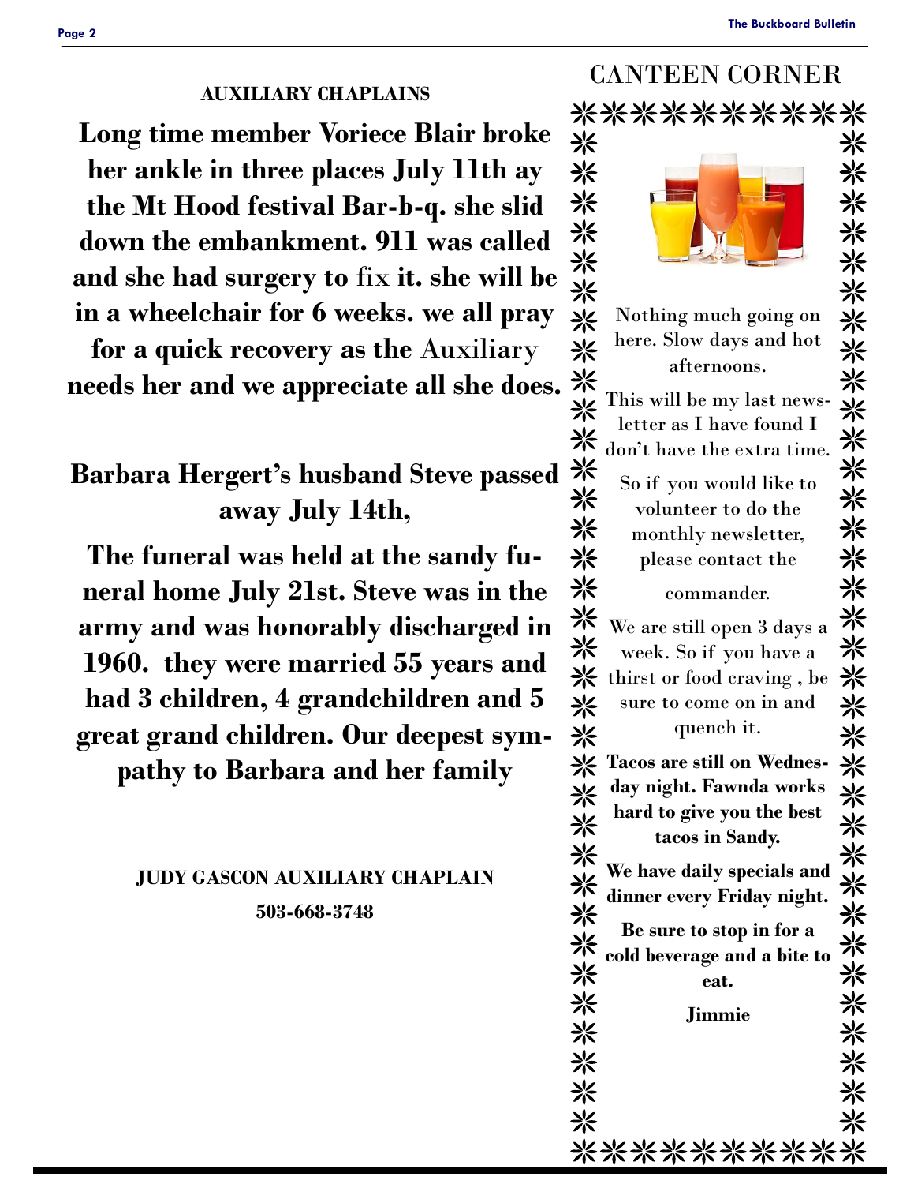## AUXILIARY CHAPLAINS

**Long time member Voriece Blair broke her ankle in three places July 11th ay the Mt Hood festival Bar-b-q. she slid down the embankment. 911 was called and she had surgery to fix it. she will be in a wheelchair for 6 weeks. we all pray for a quick recovery as the Auxiliary needs her and we appreciate all she does.**

**Barbara Hergert's husband Steve passed away July 14th,**

**The funeral was held at the sandy funeral home July 21st. Steve was in the army and was honorably discharged in 1960. they were married 55 years and had 3 children, 4 grandchildren and 5 great grand children. Our deepest sympathy to Barbara and her family**

**JUDY GASCON AUXILIARY CHAPLAIN**

**503-668-3748**

## CANTEEN CORNER

Nothing much going on here. Slow days and hot afternoons.

This will be my last newsletter as I have found I don't have the extra time.

So if you would like to volunteer to do the monthly newsletter, please contact the commander.

We are still open 3 days a week. So if you have a thirst or food craving , be sure to come on in and quench it.

**Tacos are still on Wednesday night. Fawnda works hard to give you the best tacos in Sandy.**

**We have daily specials and dinner every Friday night.**

**Be sure to stop in for a cold beverage and a bite to eat.**

**Jimmie**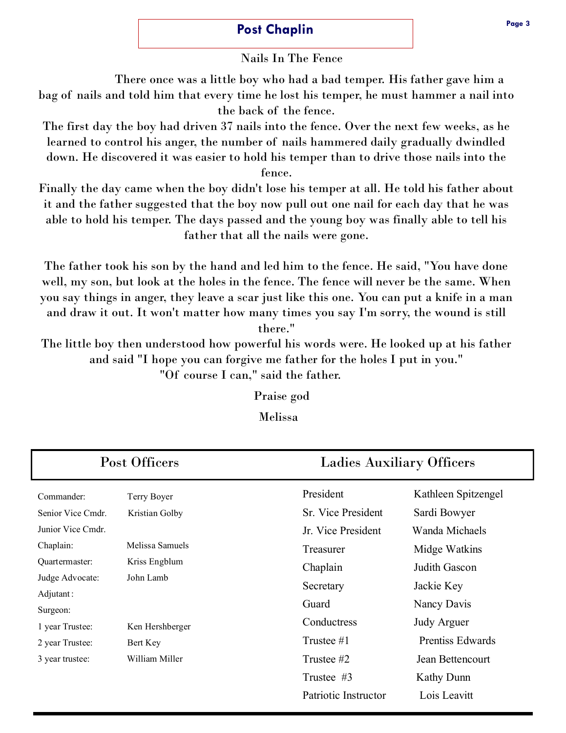## Post Chaplin

### Nails In The Fence

There once was a little boy who had a bad temper. His father gave him a bag of nails and told him that every time he lost his temper, he must hammer a nail into the back of the fence.

The first day the boy had driven 37 nails into the fence. Over the next few weeks, as he learned to control his anger, the number of nails hammered daily gradually dwindled down. He discovered it was easier to hold his temper than to drive those nails into the fence.

Finally the day came when the boy didn't lose his temper at all. He told his father about it and the father suggested that the boy now pull out one nail for each day that he was able to hold his temper. The days passed and the young boy was finally able to tell his father that all the nails were gone.

The father took his son by the hand and led him to the fence. He said, "You have done well, my son, but look at the holes in the fence. The fence will never be the same. When you say things in anger, they leave a scar just like this one. You can put a knife in a man and draw it out. It won't matter how many times you say I'm sorry, the wound is still there."

The little boy then understood how powerful his words were. He looked up at his father and said "I hope you can forgive me father for the holes I put in you."

"Of course I can," said the father.

Praise god

Melissa

## Post Officers

| | |
|---|---|
| Commander: | Terry Boyer |
| Senior Vice Cmdr. | Kristian Golby |
| Junior Vice Cmdr. | |
| Chaplain: | Melissa Samuels |
| Quartermaster: | Kriss Engblum |
| Judge Advocate: | John Lamb |
| Adjutant: | |
| Surgeon: | |
| 1 year Trustee: | Ken Hershberger |
| 2 year Trustee: | Bert Key |
| 3 year trustee: | William Miller |

## Ladies Auxiliary Officers

| | |
|---|---|
| President | Kathleen Spitzengel |
| Sr. Vice President | Sardi Bowyer |
| Jr. Vice President | Wanda Michaels |
| Treasurer | Midge Watkins |
| Chaplain | Judith Gascon |
| Secretary | Jackie Key |
| Guard | Nancy Davis |
| Conductress | Judy Arguer |
| Trustee #1 | Prentiss Edwards |
| Trustee #2 | Jean Bettencourt |
| Trustee #3 | Kathy Dunn |
| Patriotic Instructor | Lois Leavitt |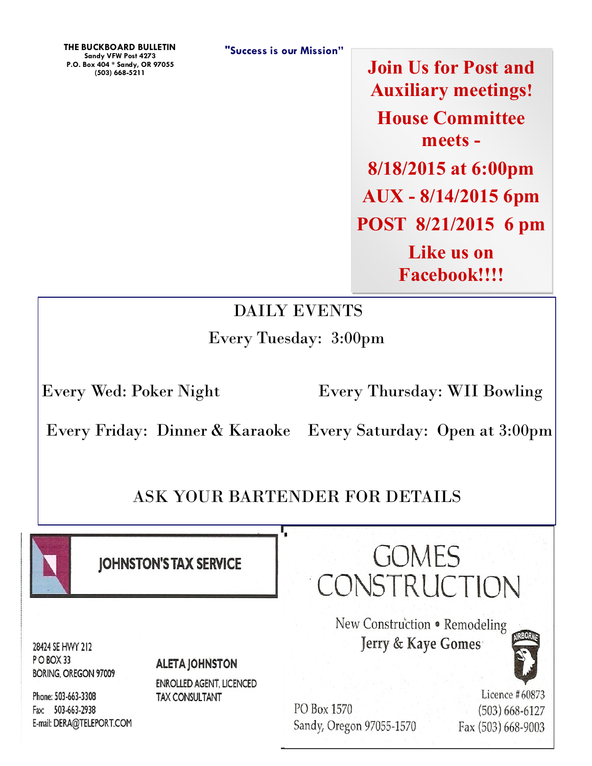**THE BUCKBOARD BULLETIN**
**Sandy VFW Post 4273**
**P.O. Box 404 * Sandy, OR 97055**
**(503) 668-5211**

**"Success is our Mission"**

**Join Us for Post and Auxiliary meetings!**

**House Committee meets -**

**8/18/2015 at 6:00pm**

**AUX - 8/14/2015 6pm**

**POST 8/21/2015 6 pm**

**Like us on Facebook!!!!**

## DAILY EVENTS

Every Tuesday: 3:00pm

Every Wed: Poker Night

Every Thursday: WII Bowling

Every Friday: Dinner & Karaoke

Every Saturday: Open at 3:00pm

ASK YOUR BARTENDER FOR DETAILS

**JOHNSTON'S TAX SERVICE**

28424 SE HWY 212
P O BOX 33
BORING, OREGON 97009

Phone: 503-663-3308
Fax: 503-663-2938
E-mail: DERA@TELEPORT.COM

**ALETA JOHNSTON**
ENROLLED AGENT, LICENCED TAX CONSULTANT

GOMES CONSTRUCTION

New Construction • Remodeling
Jerry & Kaye Gomes

AIRBORNE

PO Box 1570
Sandy, Oregon 97055-1570

Licence # 60873
(503) 668-6127
Fax (503) 668-9003